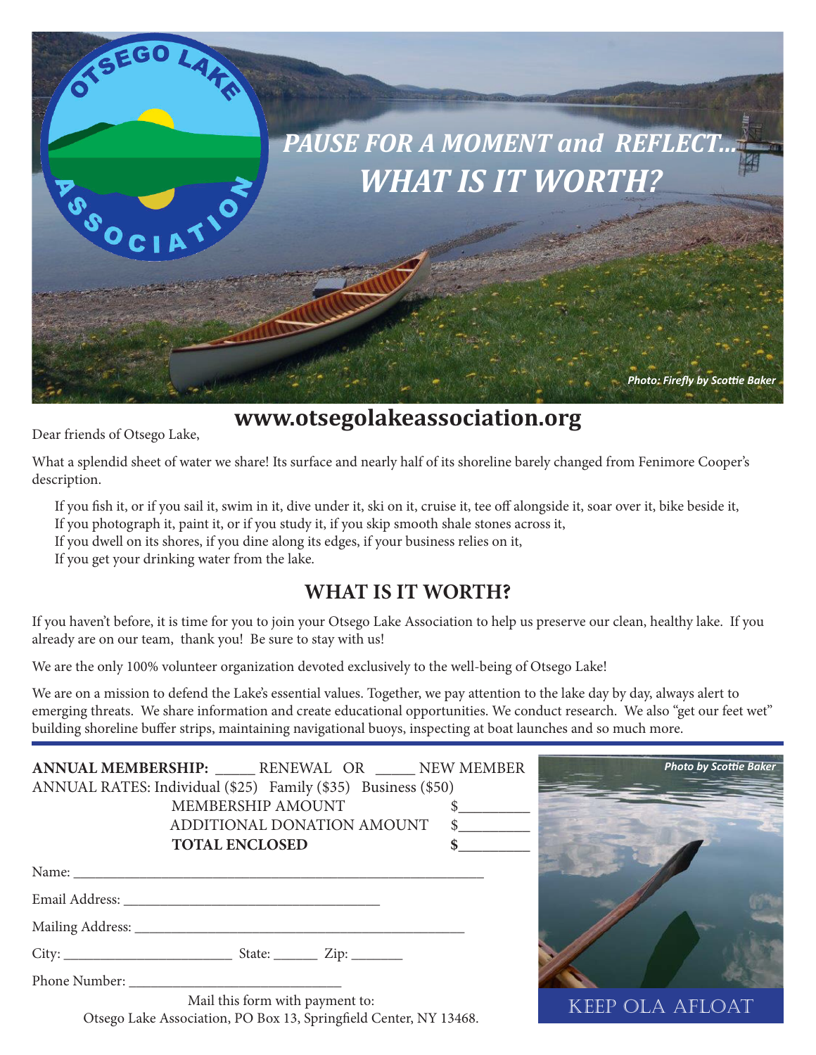# PAUSE FOR A MOMENT and REFLECT... WHAT IS IT WORTH?

*Photo: Firefly by Scottie Baker*

**www.otsegolakeassociation.org**

Dear friends of Otsego Lake,

What a splendid sheet of water we share! Its surface and nearly half of its shoreline barely changed from Fenimore Cooper's description.

If you fish it, or if you sail it, swim in it, dive under it, ski on it, cruise it, tee off alongside it, soar over it, bike beside it,
If you photograph it, paint it, or if you study it, if you skip smooth shale stones across it,
If you dwell on its shores, if you dine along its edges, if your business relies on it,
If you get your drinking water from the lake.

## WHAT IS IT WORTH?

If you haven't before, it is time for you to join your Otsego Lake Association to help us preserve our clean, healthy lake. If you already are on our team, thank you! Be sure to stay with us!

We are the only 100% volunteer organization devoted exclusively to the well-being of Otsego Lake!

We are on a mission to defend the Lake's essential values. Together, we pay attention to the lake day by day, always alert to emerging threats. We share information and create educational opportunities. We conduct research. We also "get our feet wet" building shoreline buffer strips, maintaining navigational buoys, inspecting at boat launches and so much more.

---

**ANNUAL MEMBERSHIP:** _____ RENEWAL OR _____ NEW MEMBER

ANNUAL RATES: Individual ($25) Family ($35) Business ($50)

MEMBERSHIP AMOUNT $_________

ADDITIONAL DONATION AMOUNT $_________

**TOTAL ENCLOSED $_________**

Name: ____________________________________________________________

Email Address: _____________________________________

Mailing Address: ________________________________________________

City: _______________________ State: ______ Zip: _______

Phone Number: ______________________________

Mail this form with payment to:
Otsego Lake Association, PO Box 13, Springfield Center, NY 13468.

*Photo by Scottie Baker*

KEEP OLA AFLOAT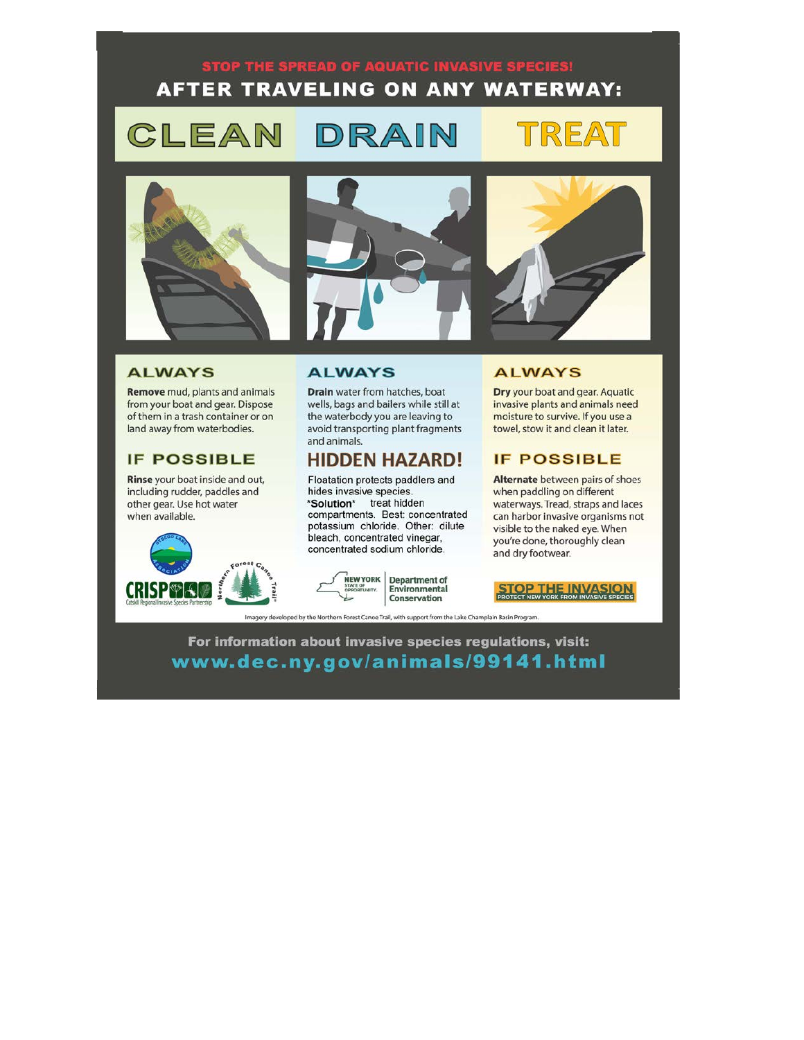STOP THE SPREAD OF AQUATIC INVASIVE SPECIES!

# AFTER TRAVELING ON ANY WATERWAY:

## CLEAN

### ALWAYS

**Remove** mud, plants and animals from your boat and gear. Dispose of them in a trash container or on land away from waterbodies.

### IF POSSIBLE

**Rinse** your boat inside and out, including rudder, paddles and other gear. Use hot water when available.

## DRAIN

### ALWAYS

**Drain** water from hatches, boat wells, bags and bailers while still at the waterbody you are leaving to avoid transporting plant fragments and animals.

### HIDDEN HAZARD!

Floatation protects paddlers and hides invasive species.
*Solution* treat hidden compartments. Best: concentrated potassium chloride. Other: dilute bleach, concentrated vinegar, concentrated sodium chloride.

## TREAT

### ALWAYS

**Dry** your boat and gear. Aquatic invasive plants and animals need moisture to survive. If you use a towel, stow it and clean it later.

### IF POSSIBLE

**Alternate** between pairs of shoes when paddling on different waterways. Tread, straps and laces can harbor invasive organisms not visible to the naked eye. When you're done, thoroughly clean and dry footwear.

Otsego Lake Association

CRISP Catskill Regional Invasive Species Partnership

Northern Forest Canoe Trail

NEW YORK STATE OF OPPORTUNITY. Department of Environmental Conservation

STOP THE INVASION PROTECT NEW YORK FROM INVASIVE SPECIES

Imagery developed by the Northern Forest Canoe Trail, with support from the Lake Champlain Basin Program.

For information about invasive species regulations, visit:
www.dec.ny.gov/animals/99141.html